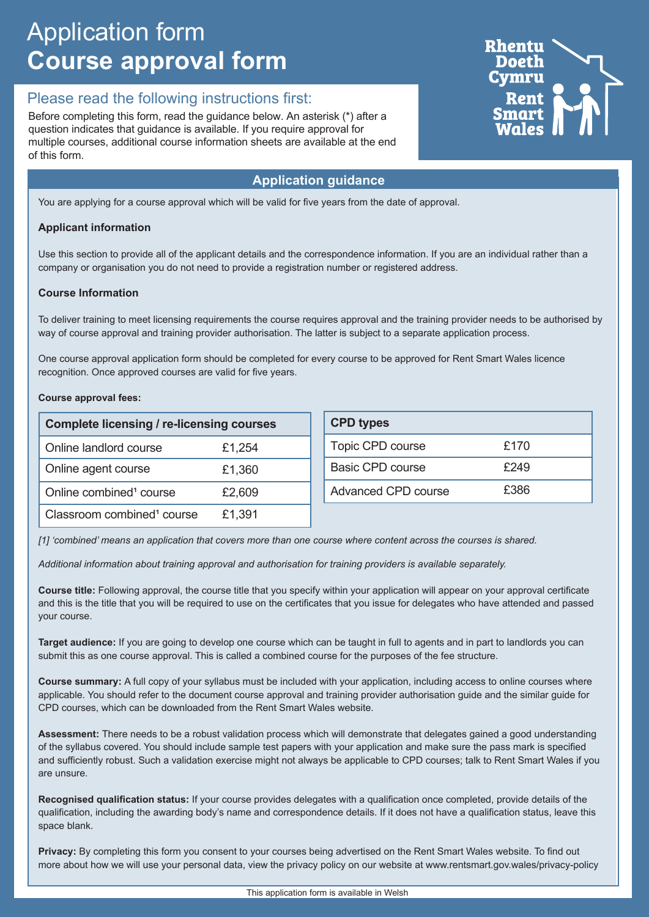# Application form
# Course approval form

Rhentu Doeth Cymru
Rent Smart Wales

## Please read the following instructions first:

Before completing this form, read the guidance below. An asterisk (*) after a question indicates that guidance is available. If you require approval for multiple courses, additional course information sheets are available at the end of this form.

## Application guidance

You are applying for a course approval which will be valid for five years from the date of approval.

**Applicant information**

Use this section to provide all of the applicant details and the correspondence information. If you are an individual rather than a company or organisation you do not need to provide a registration number or registered address.

**Course Information**

To deliver training to meet licensing requirements the course requires approval and the training provider needs to be authorised by way of course approval and training provider authorisation. The latter is subject to a separate application process.

One course approval application form should be completed for every course to be approved for Rent Smart Wales licence recognition. Once approved courses are valid for five years.

**Course approval fees:**

| Complete licensing / re-licensing courses | |
|---|---|
| Online landlord course | £1,254 |
| Online agent course | £1,360 |
| Online combined[1] course | £2,609 |
| Classroom combined[1] course | £1,391 |

| CPD types | |
|---|---|
| Topic CPD course | £170 |
| Basic CPD course | £249 |
| Advanced CPD course | £386 |

*[1] 'combined' means an application that covers more than one course where content across the courses is shared.*

*Additional information about training approval and authorisation for training providers is available separately.*

**Course title:** Following approval, the course title that you specify within your application will appear on your approval certificate and this is the title that you will be required to use on the certificates that you issue for delegates who have attended and passed your course.

**Target audience:** If you are going to develop one course which can be taught in full to agents and in part to landlords you can submit this as one course approval. This is called a combined course for the purposes of the fee structure.

**Course summary:** A full copy of your syllabus must be included with your application, including access to online courses where applicable. You should refer to the document course approval and training provider authorisation guide and the similar guide for CPD courses, which can be downloaded from the Rent Smart Wales website.

**Assessment:** There needs to be a robust validation process which will demonstrate that delegates gained a good understanding of the syllabus covered. You should include sample test papers with your application and make sure the pass mark is specified and sufficiently robust. Such a validation exercise might not always be applicable to CPD courses; talk to Rent Smart Wales if you are unsure.

**Recognised qualification status:** If your course provides delegates with a qualification once completed, provide details of the qualification, including the awarding body's name and correspondence details. If it does not have a qualification status, leave this space blank.

**Privacy:** By completing this form you consent to your courses being advertised on the Rent Smart Wales website. To find out more about how we will use your personal data, view the privacy policy on our website at www.rentsmart.gov.wales/privacy-policy

This application form is available in Welsh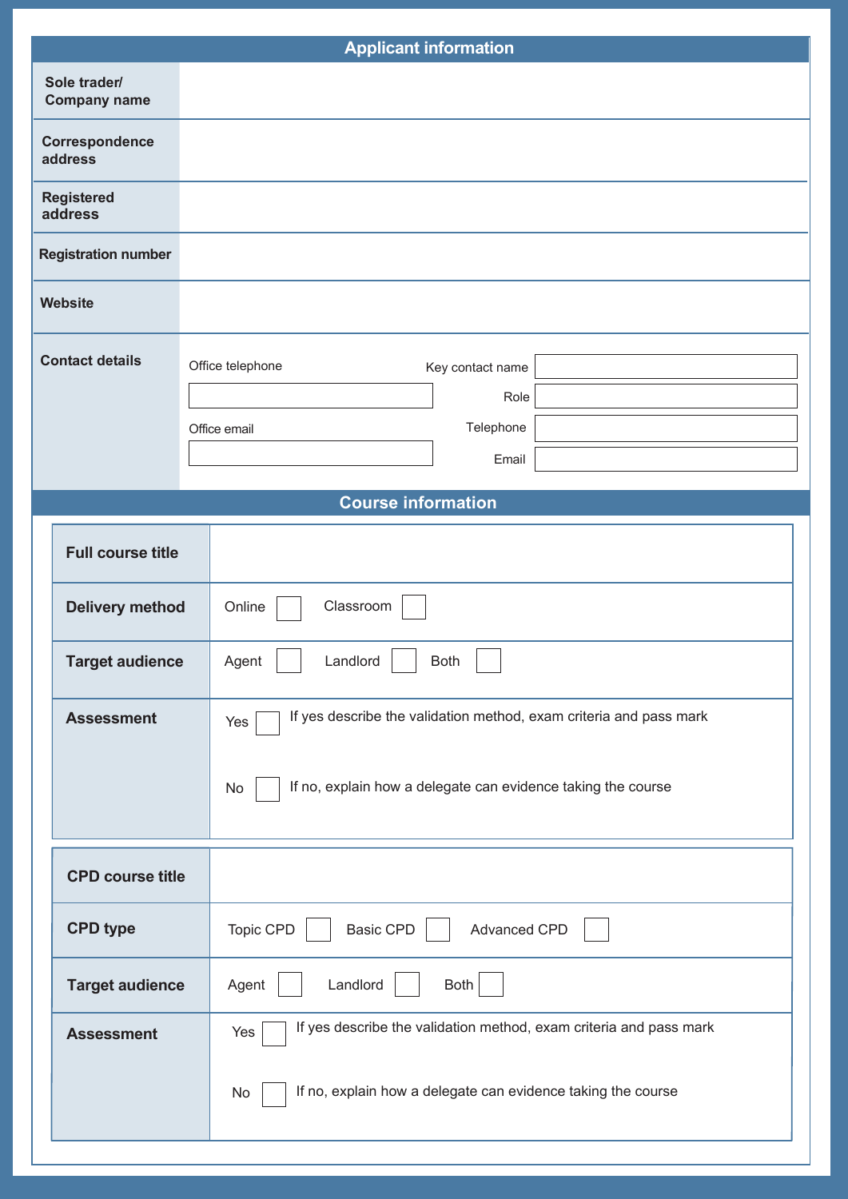## Applicant information

| | |
|---|---|
| **Sole trader/ Company name** | |
| **Correspondence address** | |
| **Registered address** | |
| **Registration number** | |
| **Website** | |
| **Contact details** | Office telephone ☐ Office email ☐ Key contact name ☐ Role ☐ Telephone ☐ Email ☐ |

## Course information

| | |
|---|---|
| **Full course title** | |
| **Delivery method** | Online ☐ Classroom ☐ |
| **Target audience** | Agent ☐ Landlord ☐ Both ☐ |
| **Assessment** | Yes ☐ If yes describe the validation method, exam criteria and pass mark<br><br>No ☐ If no, explain how a delegate can evidence taking the course |

| | |
|---|---|
| **CPD course title** | |
| **CPD type** | Topic CPD ☐ Basic CPD ☐ Advanced CPD ☐ |
| **Target audience** | Agent ☐ Landlord ☐ Both ☐ |
| **Assessment** | Yes ☐ If yes describe the validation method, exam criteria and pass mark<br><br>No ☐ If no, explain how a delegate can evidence taking the course |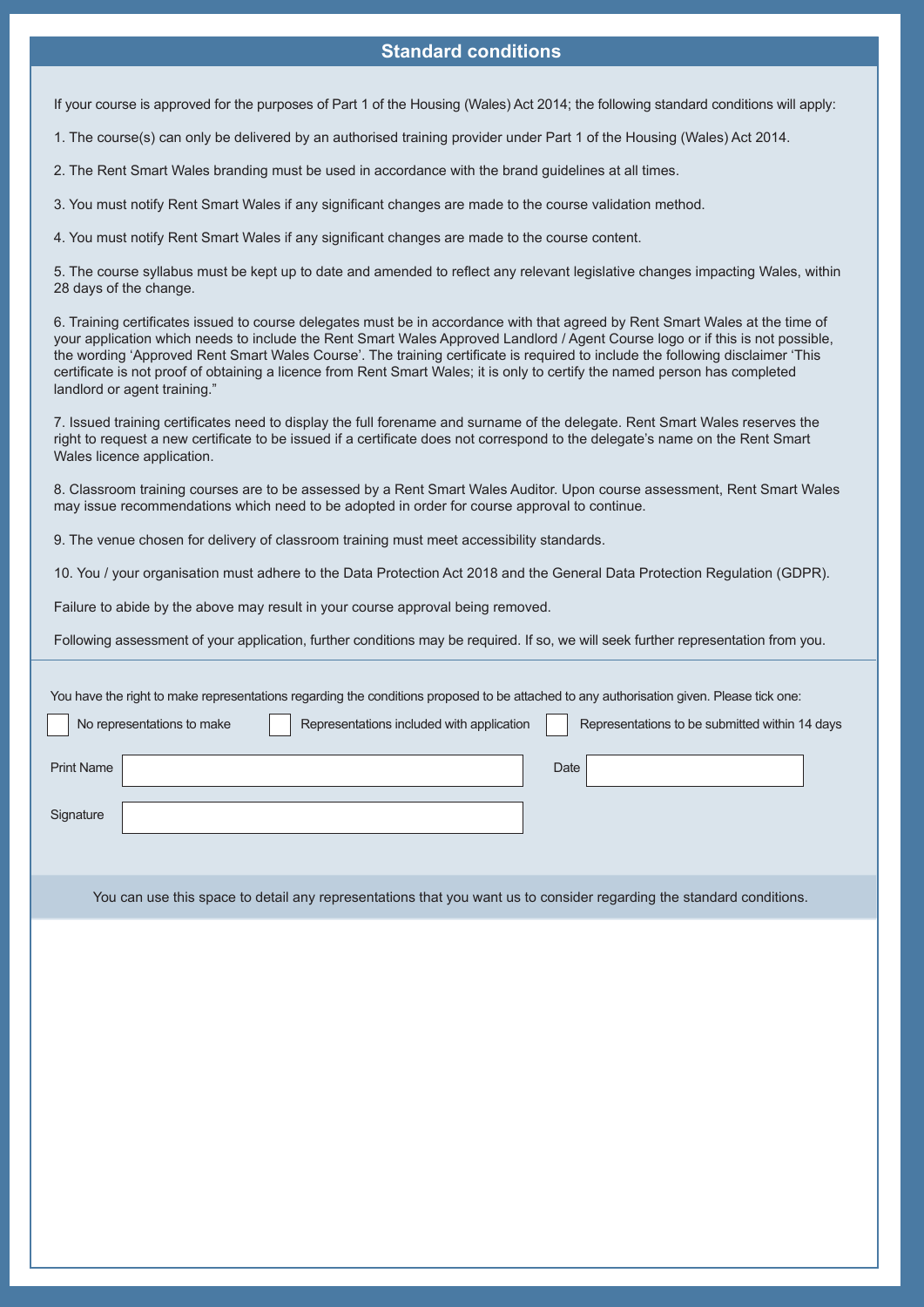## Standard conditions

If your course is approved for the purposes of Part 1 of the Housing (Wales) Act 2014; the following standard conditions will apply:

1. The course(s) can only be delivered by an authorised training provider under Part 1 of the Housing (Wales) Act 2014.

2. The Rent Smart Wales branding must be used in accordance with the brand guidelines at all times.

3. You must notify Rent Smart Wales if any significant changes are made to the course validation method.

4. You must notify Rent Smart Wales if any significant changes are made to the course content.

5. The course syllabus must be kept up to date and amended to reflect any relevant legislative changes impacting Wales, within 28 days of the change.

6. Training certificates issued to course delegates must be in accordance with that agreed by Rent Smart Wales at the time of your application which needs to include the Rent Smart Wales Approved Landlord / Agent Course logo or if this is not possible, the wording 'Approved Rent Smart Wales Course'. The training certificate is required to include the following disclaimer 'This certificate is not proof of obtaining a licence from Rent Smart Wales; it is only to certify the named person has completed landlord or agent training."

7. Issued training certificates need to display the full forename and surname of the delegate. Rent Smart Wales reserves the right to request a new certificate to be issued if a certificate does not correspond to the delegate's name on the Rent Smart Wales licence application.

8. Classroom training courses are to be assessed by a Rent Smart Wales Auditor. Upon course assessment, Rent Smart Wales may issue recommendations which need to be adopted in order for course approval to continue.

9. The venue chosen for delivery of classroom training must meet accessibility standards.

10. You / your organisation must adhere to the Data Protection Act 2018 and the General Data Protection Regulation (GDPR).

Failure to abide by the above may result in your course approval being removed.

Following assessment of your application, further conditions may be required. If so, we will seek further representation from you.

You have the right to make representations regarding the conditions proposed to be attached to any authorisation given. Please tick one:

☐ No representations to make ☐ Representations included with application ☐ Representations to be submitted within 14 days

Print Name ____________________ Date ____________________

Signature ____________________

You can use this space to detail any representations that you want us to consider regarding the standard conditions.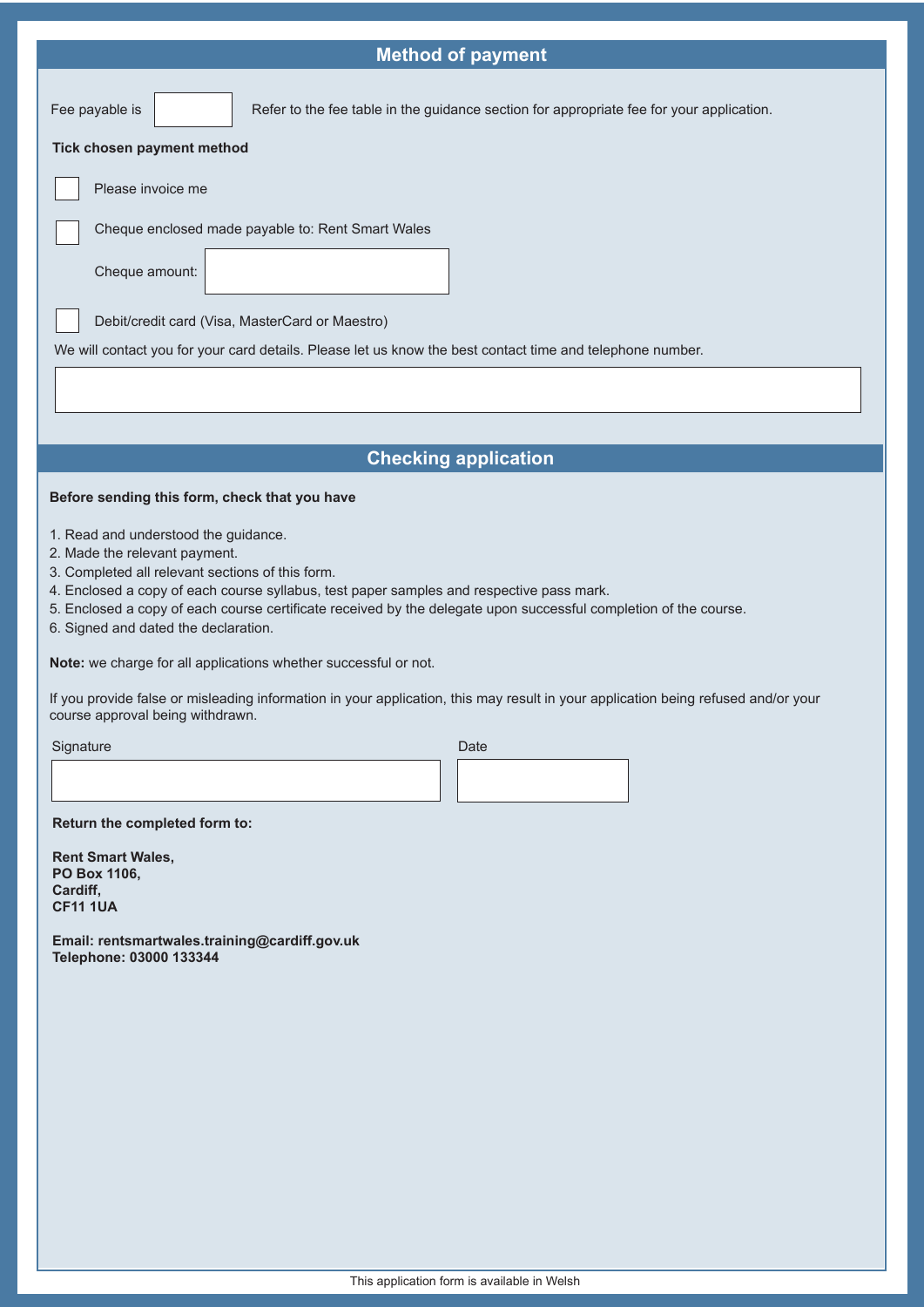## Method of payment

Fee payable is [ ] Refer to the fee table in the guidance section for appropriate fee for your application.

**Tick chosen payment method**

- [ ] Please invoice me
- [ ] Cheque enclosed made payable to: Rent Smart Wales

  Cheque amount: [ ]

- [ ] Debit/credit card (Visa, MasterCard or Maestro)

We will contact you for your card details. Please let us know the best contact time and telephone number.

[ ]

## Checking application

**Before sending this form, check that you have**

1. Read and understood the guidance.
2. Made the relevant payment.
3. Completed all relevant sections of this form.
4. Enclosed a copy of each course syllabus, test paper samples and respective pass mark.
5. Enclosed a copy of each course certificate received by the delegate upon successful completion of the course.
6. Signed and dated the declaration.

**Note:** we charge for all applications whether successful or not.

If you provide false or misleading information in your application, this may result in your application being refused and/or your course approval being withdrawn.

| Signature | Date |
| --- | --- |
| | |

**Return the completed form to:**

**Rent Smart Wales,**
**PO Box 1106,**
**Cardiff,**
**CF11 1UA**

**Email: rentsmartwales.training@cardiff.gov.uk**
**Telephone: 03000 133344**

This application form is available in Welsh